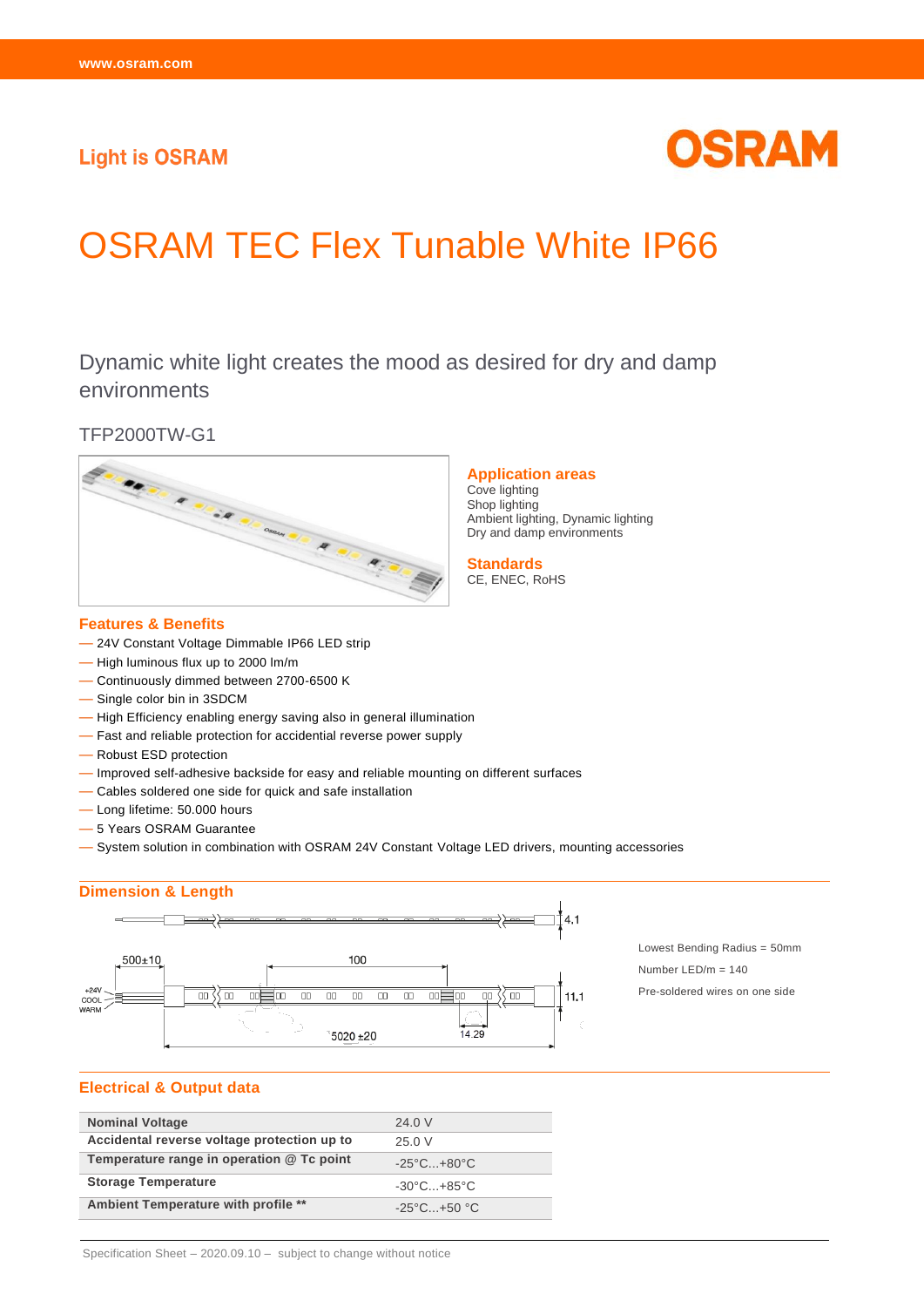Light is OSRAM

OSRAM

# OSRAM TEC Flex Tunable White IP66

## Dynamic white light creates the mood as desired for dry and damp environments

TFP2000TW-G1

### Application areas

Cove lighting
Shop lighting
Ambient lighting, Dynamic lighting
Dry and damp environments

### Standards

CE, ENEC, RoHS

### Features & Benefits

- 24V Constant Voltage Dimmable IP66 LED strip
- High luminous flux up to 2000 lm/m
- Continuously dimmed between 2700-6500 K
- Single color bin in 3SDCM
- High Efficiency enabling energy saving also in general illumination
- Fast and reliable protection for accidential reverse power supply
- Robust ESD protection
- Improved self-adhesive backside for easy and reliable mounting on different surfaces
- Cables soldered one side for quick and safe installation
- Long lifetime: 50.000 hours
- 5 Years OSRAM Guarantee
- System solution in combination with OSRAM 24V Constant Voltage LED drivers, mounting accessories

### Dimension & Length

4,1

500±10

100

+24V
COOL
WARM

11,1

5020 ±20

14.29

Lowest Bending Radius = 50mm

Number LED/m = 140

Pre-soldered wires on one side

### Electrical & Output data

| Nominal Voltage | 24.0 V |
|---|---|
| Accidental reverse voltage protection up to | 25.0 V |
| Temperature range in operation @ Tc point | -25°C...+80°C |
| Storage Temperature | -30°C...+85°C |
| Ambient Temperature with profile ** | -25°C...+50 °C |

Specification Sheet – 2020.09.10 – subject to change without notice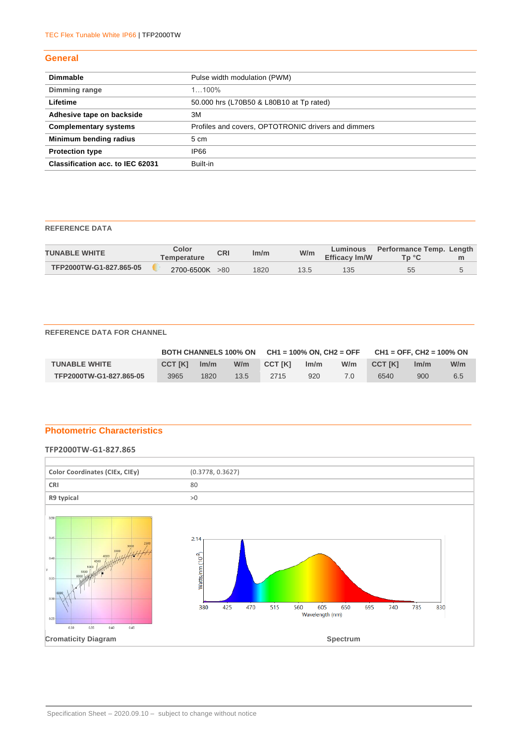## General

| Dimmable | Pulse width modulation (PWM) |
|---|---|
| Dimming range | 1…100% |
| Lifetime | 50.000 hrs (L70B50 & L80B10 at Tp rated) |
| Adhesive tape on backside | 3M |
| Complementary systems | Profiles and covers, OPTOTRONIC drivers and dimmers |
| Minimum bending radius | 5 cm |
| Protection type | IP66 |
| Classification acc. to IEC 62031 | Built-in |

### REFERENCE DATA

| TUNABLE WHITE | Color Temperature | CRI | lm/m | W/m | Luminous Efficacy lm/W | Performance Temp. Tp °C | Length m |
|---|---|---|---|---|---|---|---|
| TFP2000TW-G1-827.865-05 | 2700-6500K | >80 | 1820 | 13.5 | 135 | 55 | 5 |

### REFERENCE DATA FOR CHANNEL

| | BOTH CHANNELS 100% ON | | | CH1 = 100% ON, CH2 = OFF | | | CH1 = OFF, CH2 = 100% ON | | |
|---|---|---|---|---|---|---|---|---|---|
| TUNABLE WHITE | CCT [K] | lm/m | W/m | CCT [K] | lm/m | W/m | CCT [K] | lm/m | W/m |
| TFP2000TW-G1-827.865-05 | 3965 | 1820 | 13.5 | 2715 | 920 | 7.0 | 6540 | 900 | 6.5 |

## Photometric Characteristics

### TFP2000TW-G1-827.865

| Color Coordinates (CIEx, CIEy) | (0.3778, 0.3627) |
|---|---|
| CRI | 80 |
| R9 typical | >0 |

Cromaticity Diagram

Spectrum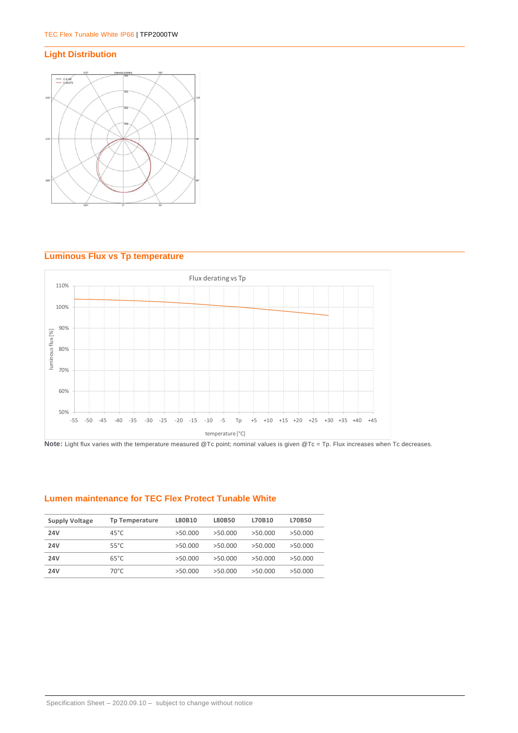## Light Distribution

## Luminous Flux vs Tp temperature

**Note:** Light flux varies with the temperature measured @Tc point; nominal values is given @Tc = Tp. Flux increases when Tc decreases.

## Lumen maintenance for TEC Flex Protect Tunable White

| Supply Voltage | Tp Temperature | L80B10 | L80B50 | L70B10 | L70B50 |
|---|---|---|---|---|---|
| **24V** | 45°C | >50.000 | >50.000 | >50.000 | >50.000 |
| **24V** | 55°C | >50.000 | >50.000 | >50.000 | >50.000 |
| **24V** | 65°C | >50.000 | >50.000 | >50.000 | >50.000 |
| **24V** | 70°C | >50.000 | >50.000 | >50.000 | >50.000 |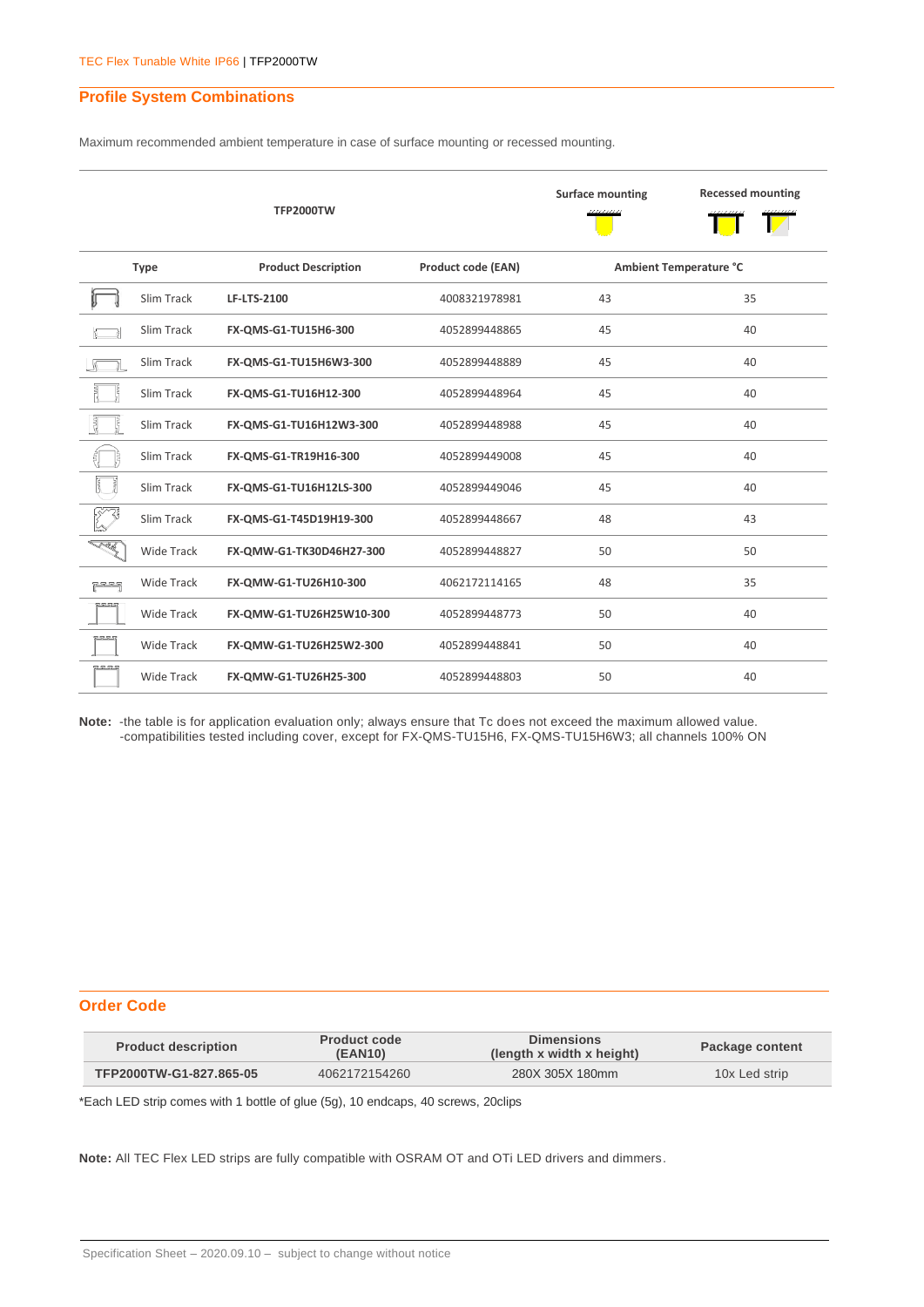## Profile System Combinations

Maximum recommended ambient temperature in case of surface mounting or recessed mounting.

| TFP2000TW | | | Surface mounting | Recessed mounting |
|---|---|---|---|---|
| **Type** | **Product Description** | **Product code (EAN)** | **Ambient Temperature °C** | |
| Slim Track | **LF-LTS-2100** | 4008321978981 | 43 | 35 |
| Slim Track | **FX-QMS-G1-TU15H6-300** | 4052899448865 | 45 | 40 |
| Slim Track | **FX-QMS-G1-TU15H6W3-300** | 4052899448889 | 45 | 40 |
| Slim Track | **FX-QMS-G1-TU16H12-300** | 4052899448964 | 45 | 40 |
| Slim Track | **FX-QMS-G1-TU16H12W3-300** | 4052899448988 | 45 | 40 |
| Slim Track | **FX-QMS-G1-TR19H16-300** | 4052899449008 | 45 | 40 |
| Slim Track | **FX-QMS-G1-TU16H12LS-300** | 4052899449046 | 45 | 40 |
| Slim Track | **FX-QMS-G1-T45D19H19-300** | 4052899448667 | 48 | 43 |
| Wide Track | **FX-QMW-G1-TK30D46H27-300** | 4052899448827 | 50 | 50 |
| Wide Track | **FX-QMW-G1-TU26H10-300** | 4062172114165 | 48 | 35 |
| Wide Track | **FX-QMW-G1-TU26H25W10-300** | 4052899448773 | 50 | 40 |
| Wide Track | **FX-QMW-G1-TU26H25W2-300** | 4052899448841 | 50 | 40 |
| Wide Track | **FX-QMW-G1-TU26H25-300** | 4052899448803 | 50 | 40 |

**Note:** -the table is for application evaluation only; always ensure that Tc does not exceed the maximum allowed value.
-compatibilities tested including cover, except for FX-QMS-TU15H6, FX-QMS-TU15H6W3; all channels 100% ON

## Order Code

| Product description | Product code (EAN10) | Dimensions (length x width x height) | Package content |
|---|---|---|---|
| **TFP2000TW-G1-827.865-05** | 4062172154260 | 280X 305X 180mm | 10x Led strip |

*Each LED strip comes with 1 bottle of glue (5g), 10 endcaps, 40 screws, 20clips

**Note:** All TEC Flex LED strips are fully compatible with OSRAM OT and OTi LED drivers and dimmers.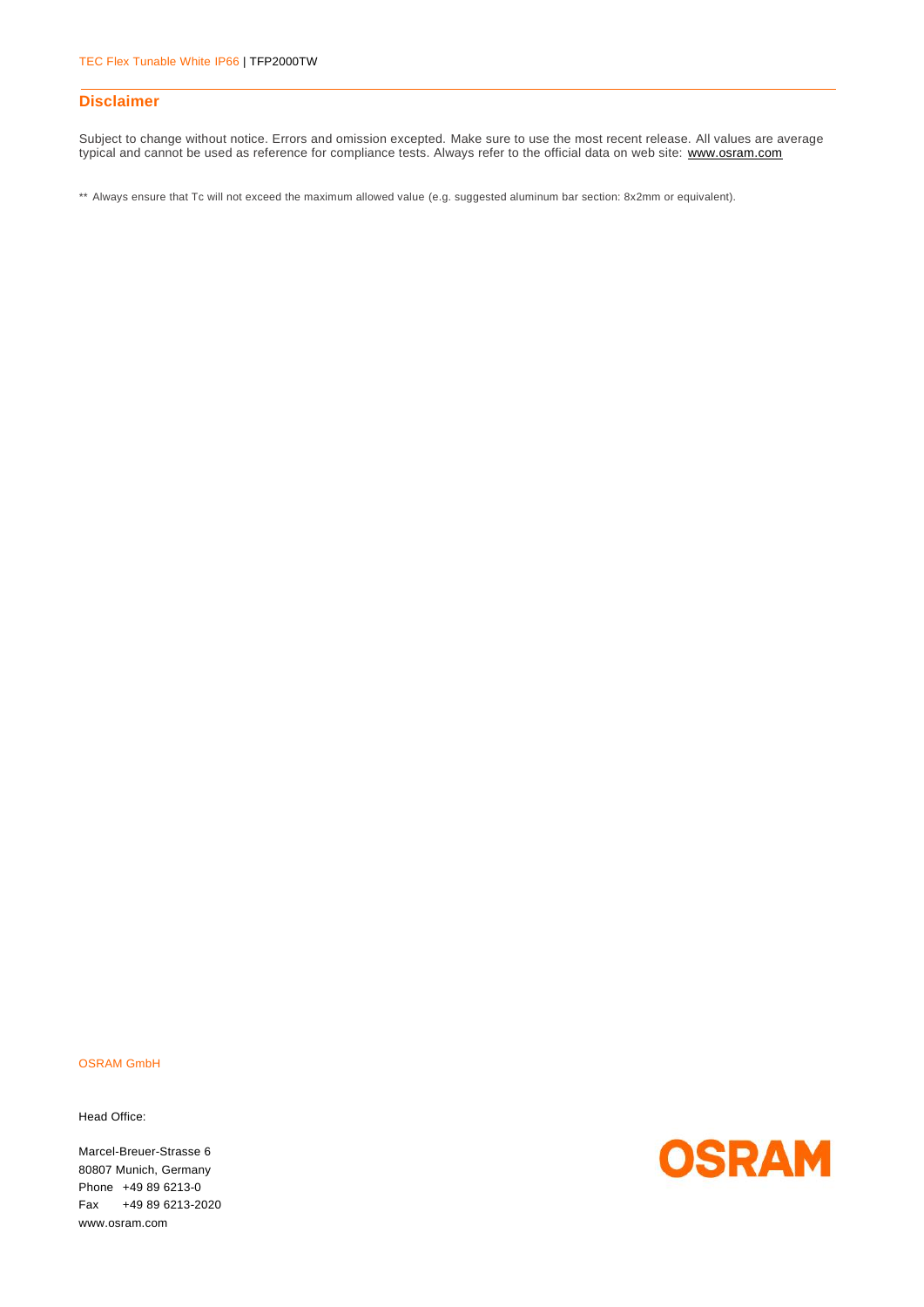## Disclaimer

Subject to change without notice. Errors and omission excepted. Make sure to use the most recent release. All values are average typical and cannot be used as reference for compliance tests. Always refer to the official data on web site: www.osram.com

** Always ensure that Tc will not exceed the maximum allowed value (e.g. suggested aluminum bar section: 8x2mm or equivalent).

OSRAM GmbH

Head Office:

Marcel-Breuer-Strasse 6
80807 Munich, Germany
Phone +49 89 6213-0
Fax +49 89 6213-2020
www.osram.com

OSRAM